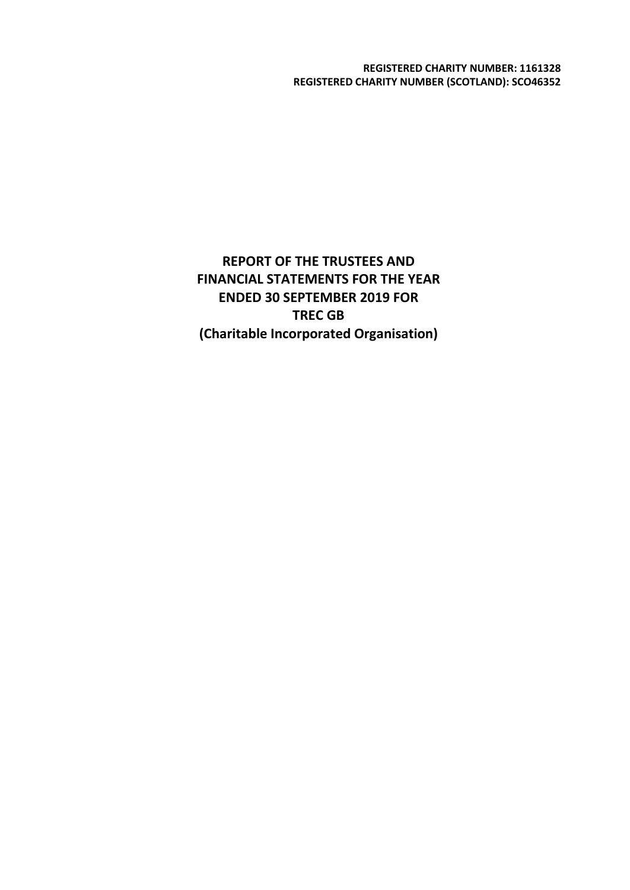**REGISTERED CHARITY NUMBER: 1161328**
**REGISTERED CHARITY NUMBER (SCOTLAND): SCO46352**

# REPORT OF THE TRUSTEES AND FINANCIAL STATEMENTS FOR THE YEAR ENDED 30 SEPTEMBER 2019 FOR TREC GB (Charitable Incorporated Organisation)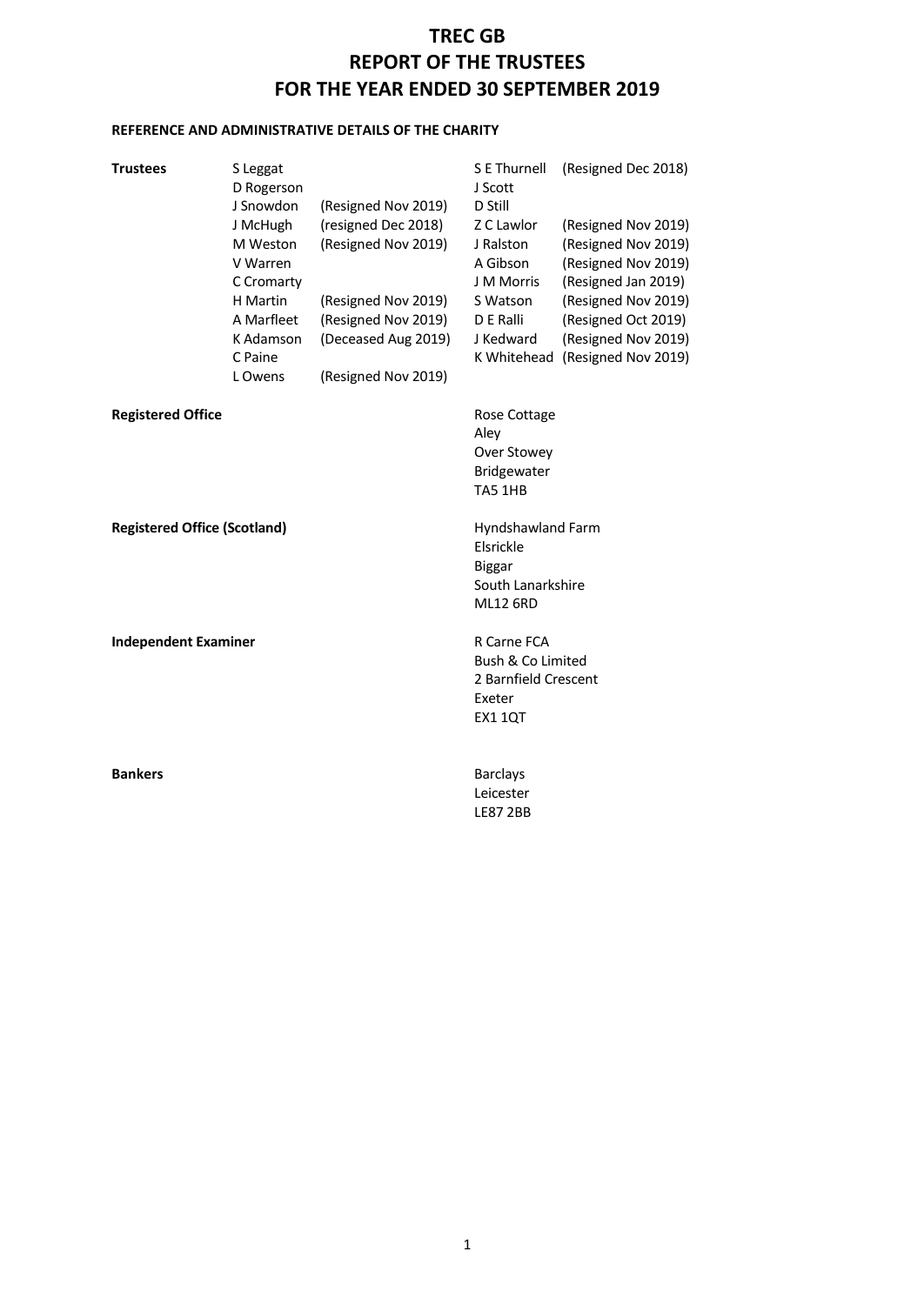# TREC GB
# REPORT OF THE TRUSTEES
# FOR THE YEAR ENDED 30 SEPTEMBER 2019

**REFERENCE AND ADMINISTRATIVE DETAILS OF THE CHARITY**

**Trustees**

| | | | |
|---|---|---|---|
| S Leggat | | S E Thurnell | (Resigned Dec 2018) |
| D Rogerson | | J Scott | |
| J Snowdon | (Resigned Nov 2019) | D Still | |
| J McHugh | (resigned Dec 2018) | Z C Lawlor | (Resigned Nov 2019) |
| M Weston | (Resigned Nov 2019) | J Ralston | (Resigned Nov 2019) |
| V Warren | | A Gibson | (Resigned Nov 2019) |
| C Cromarty | | J M Morris | (Resigned Jan 2019) |
| H Martin | (Resigned Nov 2019) | S Watson | (Resigned Nov 2019) |
| A Marfleet | (Resigned Nov 2019) | D E Ralli | (Resigned Oct 2019) |
| K Adamson | (Deceased Aug 2019) | J Kedward | (Resigned Nov 2019) |
| C Paine | | K Whitehead | (Resigned Nov 2019) |
| L Owens | (Resigned Nov 2019) | | |

**Registered Office**

Rose Cottage
Aley
Over Stowey
Bridgewater
TA5 1HB

**Registered Office (Scotland)**

Hyndshawland Farm
Elsrickle
Biggar
South Lanarkshire
ML12 6RD

**Independent Examiner**

R Carne FCA
Bush & Co Limited
2 Barnfield Crescent
Exeter
EX1 1QT

**Bankers**

Barclays
Leicester
LE87 2BB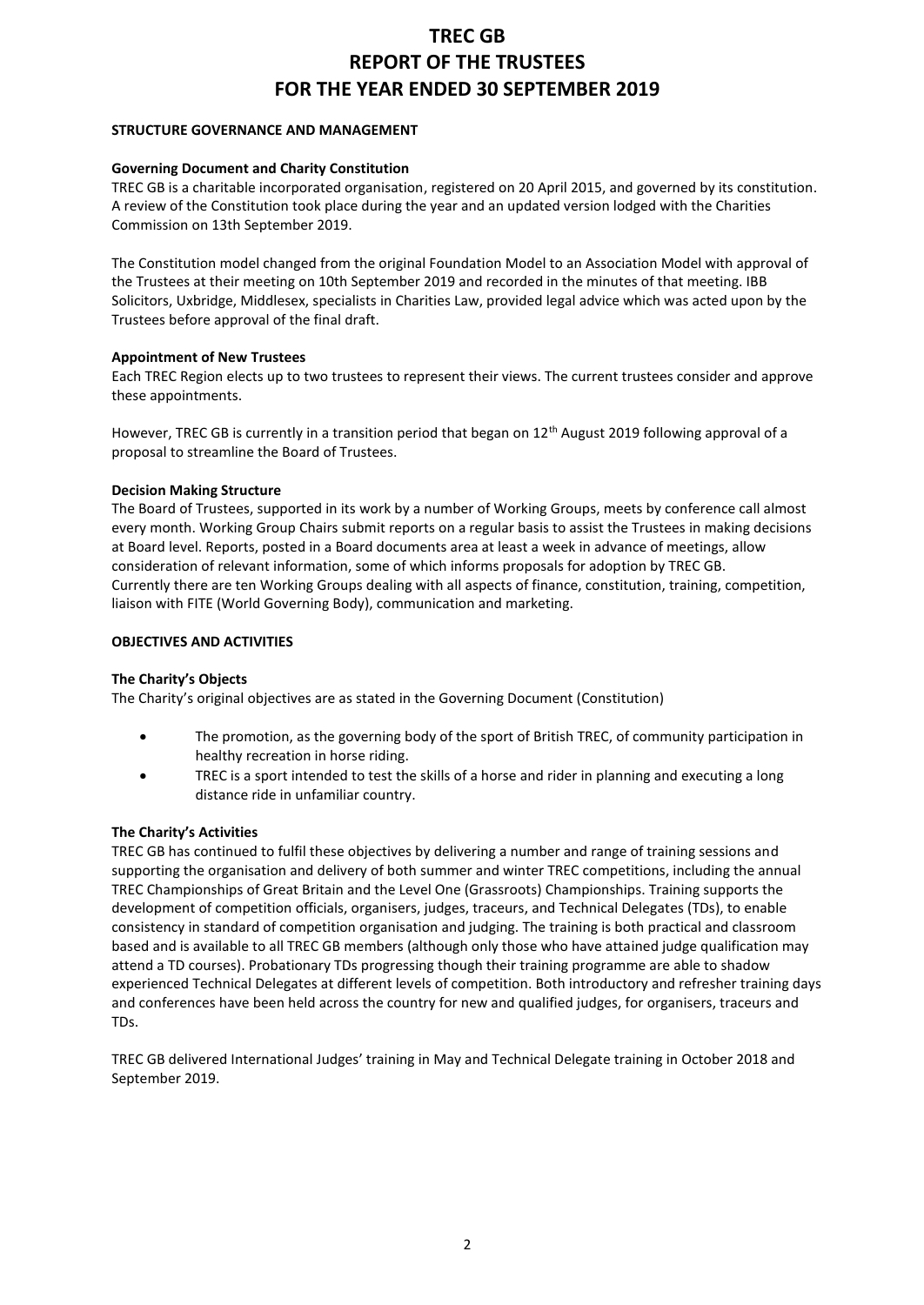# TREC GB
# REPORT OF THE TRUSTEES
# FOR THE YEAR ENDED 30 SEPTEMBER 2019

## STRUCTURE GOVERNANCE AND MANAGEMENT

### Governing Document and Charity Constitution

TREC GB is a charitable incorporated organisation, registered on 20 April 2015, and governed by its constitution. A review of the Constitution took place during the year and an updated version lodged with the Charities Commission on 13th September 2019.

The Constitution model changed from the original Foundation Model to an Association Model with approval of the Trustees at their meeting on 10th September 2019 and recorded in the minutes of that meeting. IBB Solicitors, Uxbridge, Middlesex, specialists in Charities Law, provided legal advice which was acted upon by the Trustees before approval of the final draft.

### Appointment of New Trustees

Each TREC Region elects up to two trustees to represent their views. The current trustees consider and approve these appointments.

However, TREC GB is currently in a transition period that began on 12th August 2019 following approval of a proposal to streamline the Board of Trustees.

### Decision Making Structure

The Board of Trustees, supported in its work by a number of Working Groups, meets by conference call almost every month. Working Group Chairs submit reports on a regular basis to assist the Trustees in making decisions at Board level. Reports, posted in a Board documents area at least a week in advance of meetings, allow consideration of relevant information, some of which informs proposals for adoption by TREC GB.
Currently there are ten Working Groups dealing with all aspects of finance, constitution, training, competition, liaison with FITE (World Governing Body), communication and marketing.

## OBJECTIVES AND ACTIVITIES

### The Charity's Objects

The Charity's original objectives are as stated in the Governing Document (Constitution)

- The promotion, as the governing body of the sport of British TREC, of community participation in healthy recreation in horse riding.
- TREC is a sport intended to test the skills of a horse and rider in planning and executing a long distance ride in unfamiliar country.

### The Charity's Activities

TREC GB has continued to fulfil these objectives by delivering a number and range of training sessions and supporting the organisation and delivery of both summer and winter TREC competitions, including the annual TREC Championships of Great Britain and the Level One (Grassroots) Championships. Training supports the development of competition officials, organisers, judges, traceurs, and Technical Delegates (TDs), to enable consistency in standard of competition organisation and judging. The training is both practical and classroom based and is available to all TREC GB members (although only those who have attained judge qualification may attend a TD courses). Probationary TDs progressing though their training programme are able to shadow experienced Technical Delegates at different levels of competition. Both introductory and refresher training days and conferences have been held across the country for new and qualified judges, for organisers, traceurs and TDs.

TREC GB delivered International Judges' training in May and Technical Delegate training in October 2018 and September 2019.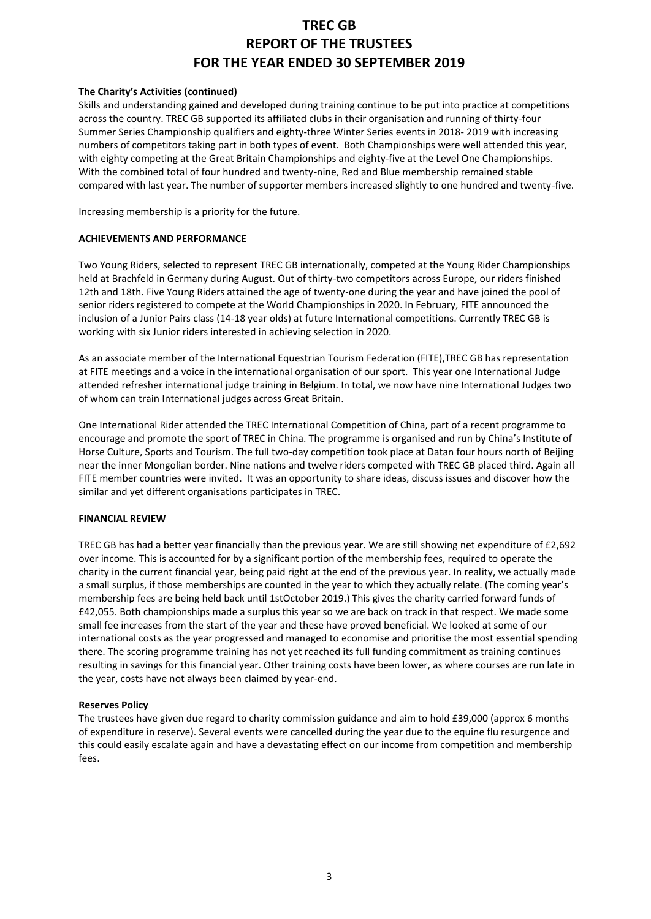# TREC GB
# REPORT OF THE TRUSTEES
# FOR THE YEAR ENDED 30 SEPTEMBER 2019

**The Charity's Activities (continued)**

Skills and understanding gained and developed during training continue to be put into practice at competitions across the country. TREC GB supported its affiliated clubs in their organisation and running of thirty-four Summer Series Championship qualifiers and eighty-three Winter Series events in 2018- 2019 with increasing numbers of competitors taking part in both types of event. Both Championships were well attended this year, with eighty competing at the Great Britain Championships and eighty-five at the Level One Championships. With the combined total of four hundred and twenty-nine, Red and Blue membership remained stable compared with last year. The number of supporter members increased slightly to one hundred and twenty-five.

Increasing membership is a priority for the future.

**ACHIEVEMENTS AND PERFORMANCE**

Two Young Riders, selected to represent TREC GB internationally, competed at the Young Rider Championships held at Brachfeld in Germany during August. Out of thirty-two competitors across Europe, our riders finished 12th and 18th. Five Young Riders attained the age of twenty-one during the year and have joined the pool of senior riders registered to compete at the World Championships in 2020. In February, FITE announced the inclusion of a Junior Pairs class (14-18 year olds) at future International competitions. Currently TREC GB is working with six Junior riders interested in achieving selection in 2020.

As an associate member of the International Equestrian Tourism Federation (FITE),TREC GB has representation at FITE meetings and a voice in the international organisation of our sport. This year one International Judge attended refresher international judge training in Belgium. In total, we now have nine International Judges two of whom can train International judges across Great Britain.

One International Rider attended the TREC International Competition of China, part of a recent programme to encourage and promote the sport of TREC in China. The programme is organised and run by China's Institute of Horse Culture, Sports and Tourism. The full two-day competition took place at Datan four hours north of Beijing near the inner Mongolian border. Nine nations and twelve riders competed with TREC GB placed third. Again all FITE member countries were invited. It was an opportunity to share ideas, discuss issues and discover how the similar and yet different organisations participates in TREC.

**FINANCIAL REVIEW**

TREC GB has had a better year financially than the previous year. We are still showing net expenditure of £2,692 over income. This is accounted for by a significant portion of the membership fees, required to operate the charity in the current financial year, being paid right at the end of the previous year. In reality, we actually made a small surplus, if those memberships are counted in the year to which they actually relate. (The coming year's membership fees are being held back until 1stOctober 2019.) This gives the charity carried forward funds of £42,055. Both championships made a surplus this year so we are back on track in that respect. We made some small fee increases from the start of the year and these have proved beneficial. We looked at some of our international costs as the year progressed and managed to economise and prioritise the most essential spending there. The scoring programme training has not yet reached its full funding commitment as training continues resulting in savings for this financial year. Other training costs have been lower, as where courses are run late in the year, costs have not always been claimed by year-end.

**Reserves Policy**

The trustees have given due regard to charity commission guidance and aim to hold £39,000 (approx 6 months of expenditure in reserve). Several events were cancelled during the year due to the equine flu resurgence and this could easily escalate again and have a devastating effect on our income from competition and membership fees.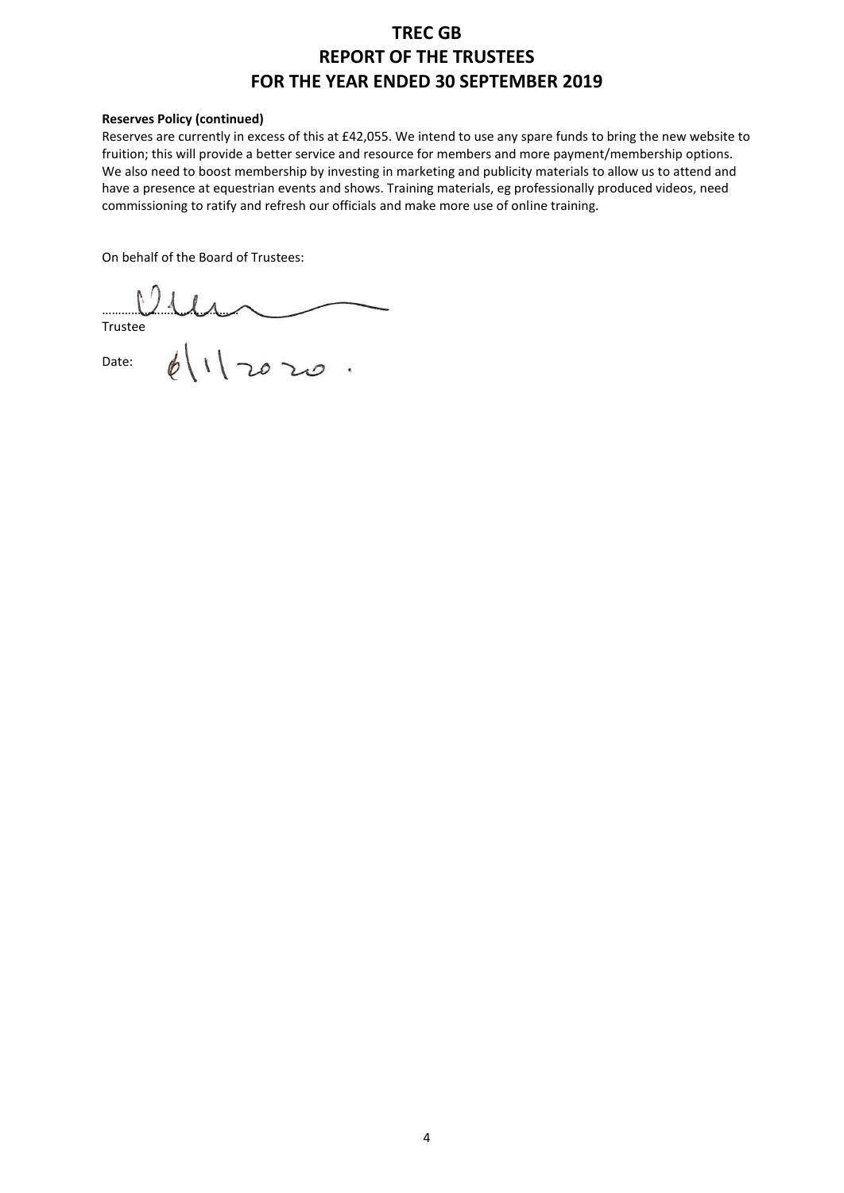# TREC GB
# REPORT OF THE TRUSTEES
# FOR THE YEAR ENDED 30 SEPTEMBER 2019

**Reserves Policy (continued)**

Reserves are currently in excess of this at £42,055. We intend to use any spare funds to bring the new website to fruition; this will provide a better service and resource for members and more payment/membership options. We also need to boost membership by investing in marketing and publicity materials to allow us to attend and have a presence at equestrian events and shows. Training materials, eg professionally produced videos, need commissioning to ratify and refresh our officials and make more use of online training.

On behalf of the Board of Trustees:

........................................

Trustee

Date: 6/1/2020.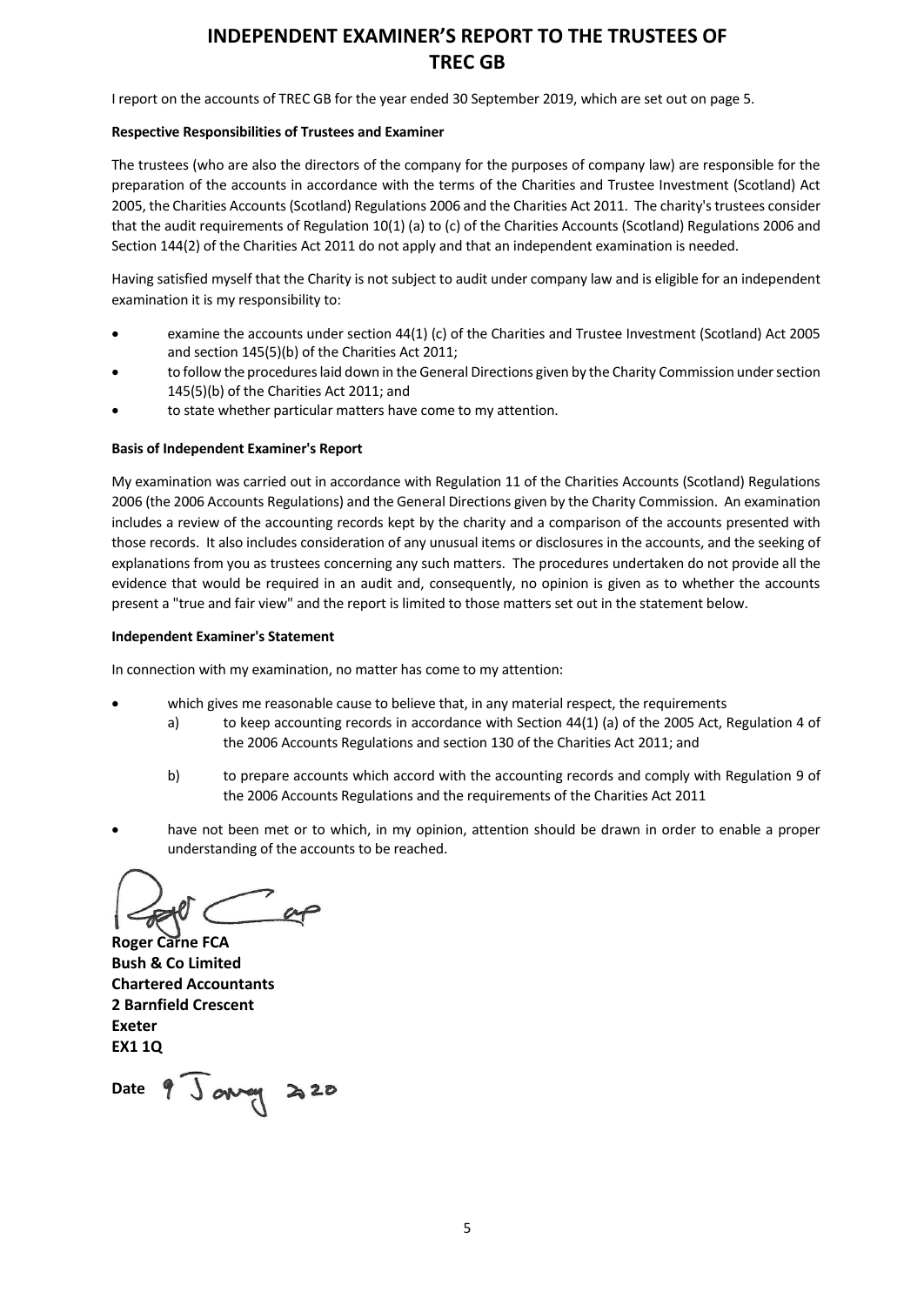# INDEPENDENT EXAMINER'S REPORT TO THE TRUSTEES OF TREC GB

I report on the accounts of TREC GB for the year ended 30 September 2019, which are set out on page 5.

**Respective Responsibilities of Trustees and Examiner**

The trustees (who are also the directors of the company for the purposes of company law) are responsible for the preparation of the accounts in accordance with the terms of the Charities and Trustee Investment (Scotland) Act 2005, the Charities Accounts (Scotland) Regulations 2006 and the Charities Act 2011. The charity's trustees consider that the audit requirements of Regulation 10(1) (a) to (c) of the Charities Accounts (Scotland) Regulations 2006 and Section 144(2) of the Charities Act 2011 do not apply and that an independent examination is needed.

Having satisfied myself that the Charity is not subject to audit under company law and is eligible for an independent examination it is my responsibility to:

- examine the accounts under section 44(1) (c) of the Charities and Trustee Investment (Scotland) Act 2005 and section 145(5)(b) of the Charities Act 2011;
- to follow the procedures laid down in the General Directions given by the Charity Commission under section 145(5)(b) of the Charities Act 2011; and
- to state whether particular matters have come to my attention.

**Basis of Independent Examiner's Report**

My examination was carried out in accordance with Regulation 11 of the Charities Accounts (Scotland) Regulations 2006 (the 2006 Accounts Regulations) and the General Directions given by the Charity Commission. An examination includes a review of the accounting records kept by the charity and a comparison of the accounts presented with those records. It also includes consideration of any unusual items or disclosures in the accounts, and the seeking of explanations from you as trustees concerning any such matters. The procedures undertaken do not provide all the evidence that would be required in an audit and, consequently, no opinion is given as to whether the accounts present a "true and fair view" and the report is limited to those matters set out in the statement below.

**Independent Examiner's Statement**

In connection with my examination, no matter has come to my attention:

- which gives me reasonable cause to believe that, in any material respect, the requirements
  - a) to keep accounting records in accordance with Section 44(1) (a) of the 2005 Act, Regulation 4 of the 2006 Accounts Regulations and section 130 of the Charities Act 2011; and
  - b) to prepare accounts which accord with the accounting records and comply with Regulation 9 of the 2006 Accounts Regulations and the requirements of the Charities Act 2011
- have not been met or to which, in my opinion, attention should be drawn in order to enable a proper understanding of the accounts to be reached.

**Roger Carne FCA**
**Bush & Co Limited**
**Chartered Accountants**
**2 Barnfield Crescent**
**Exeter**
**EX1 1Q**

**Date** 9 January 2020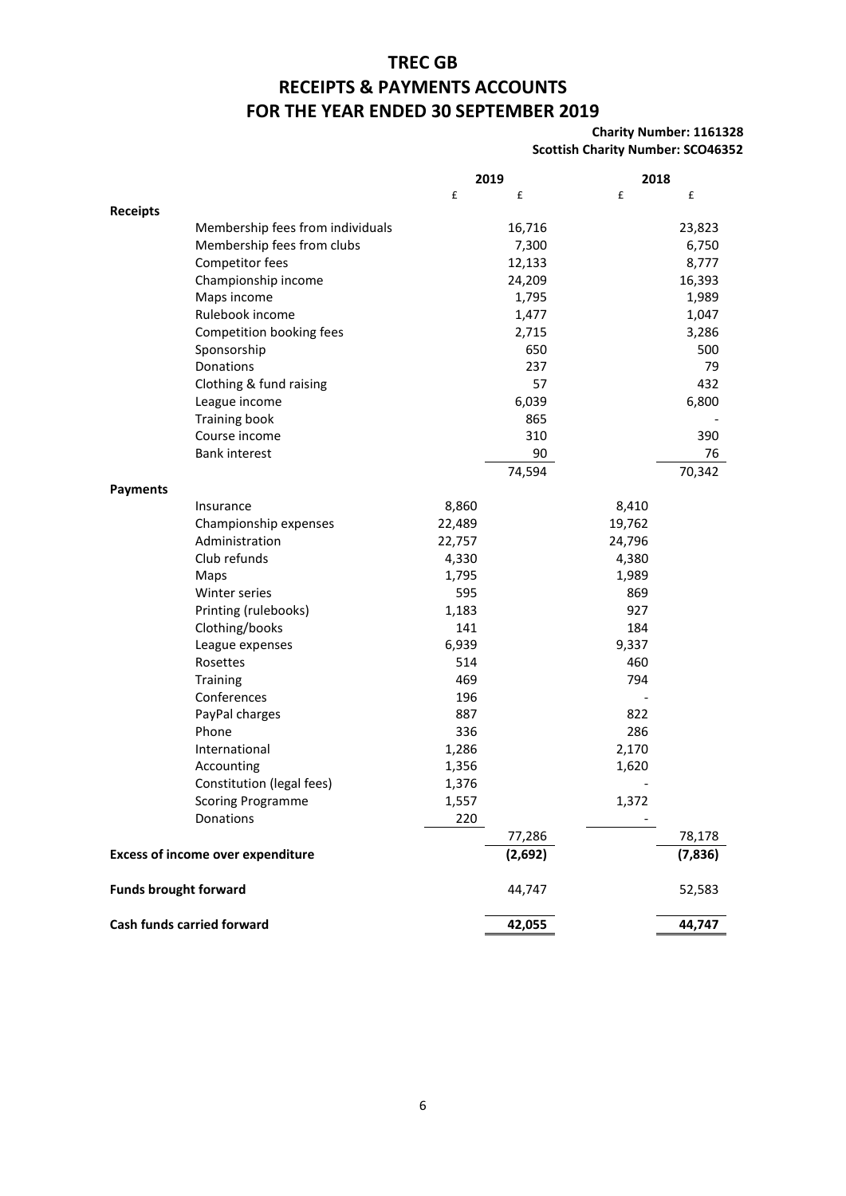# TREC GB

# RECEIPTS & PAYMENTS ACCOUNTS FOR THE YEAR ENDED 30 SEPTEMBER 2019

**Charity Number: 1161328**
**Scottish Charity Number: SCO46352**

| | | 2019 | | 2018 | |
|---|---|---|---|---|---|
| | | £ | £ | £ | £ |
| **Receipts** | | | | | |
| | Membership fees from individuals | | 16,716 | | 23,823 |
| | Membership fees from clubs | | 7,300 | | 6,750 |
| | Competitor fees | | 12,133 | | 8,777 |
| | Championship income | | 24,209 | | 16,393 |
| | Maps income | | 1,795 | | 1,989 |
| | Rulebook income | | 1,477 | | 1,047 |
| | Competition booking fees | | 2,715 | | 3,286 |
| | Sponsorship | | 650 | | 500 |
| | Donations | | 237 | | 79 |
| | Clothing & fund raising | | 57 | | 432 |
| | League income | | 6,039 | | 6,800 |
| | Training book | | 865 | | - |
| | Course income | | 310 | | 390 |
| | Bank interest | | 90 | | 76 |
| | | | 74,594 | | 70,342 |
| **Payments** | | | | | |
| | Insurance | 8,860 | | 8,410 | |
| | Championship expenses | 22,489 | | 19,762 | |
| | Administration | 22,757 | | 24,796 | |
| | Club refunds | 4,330 | | 4,380 | |
| | Maps | 1,795 | | 1,989 | |
| | Winter series | 595 | | 869 | |
| | Printing (rulebooks) | 1,183 | | 927 | |
| | Clothing/books | 141 | | 184 | |
| | League expenses | 6,939 | | 9,337 | |
| | Rosettes | 514 | | 460 | |
| | Training | 469 | | 794 | |
| | Conferences | 196 | | - | |
| | PayPal charges | 887 | | 822 | |
| | Phone | 336 | | 286 | |
| | International | 1,286 | | 2,170 | |
| | Accounting | 1,356 | | 1,620 | |
| | Constitution (legal fees) | 1,376 | | - | |
| | Scoring Programme | 1,557 | | 1,372 | |
| | Donations | 220 | | - | |
| | | | 77,286 | | 78,178 |
| **Excess of income over expenditure** | | | **(2,692)** | | **(7,836)** |
| **Funds brought forward** | | | 44,747 | | 52,583 |
| **Cash funds carried forward** | | | **42,055** | | **44,747** |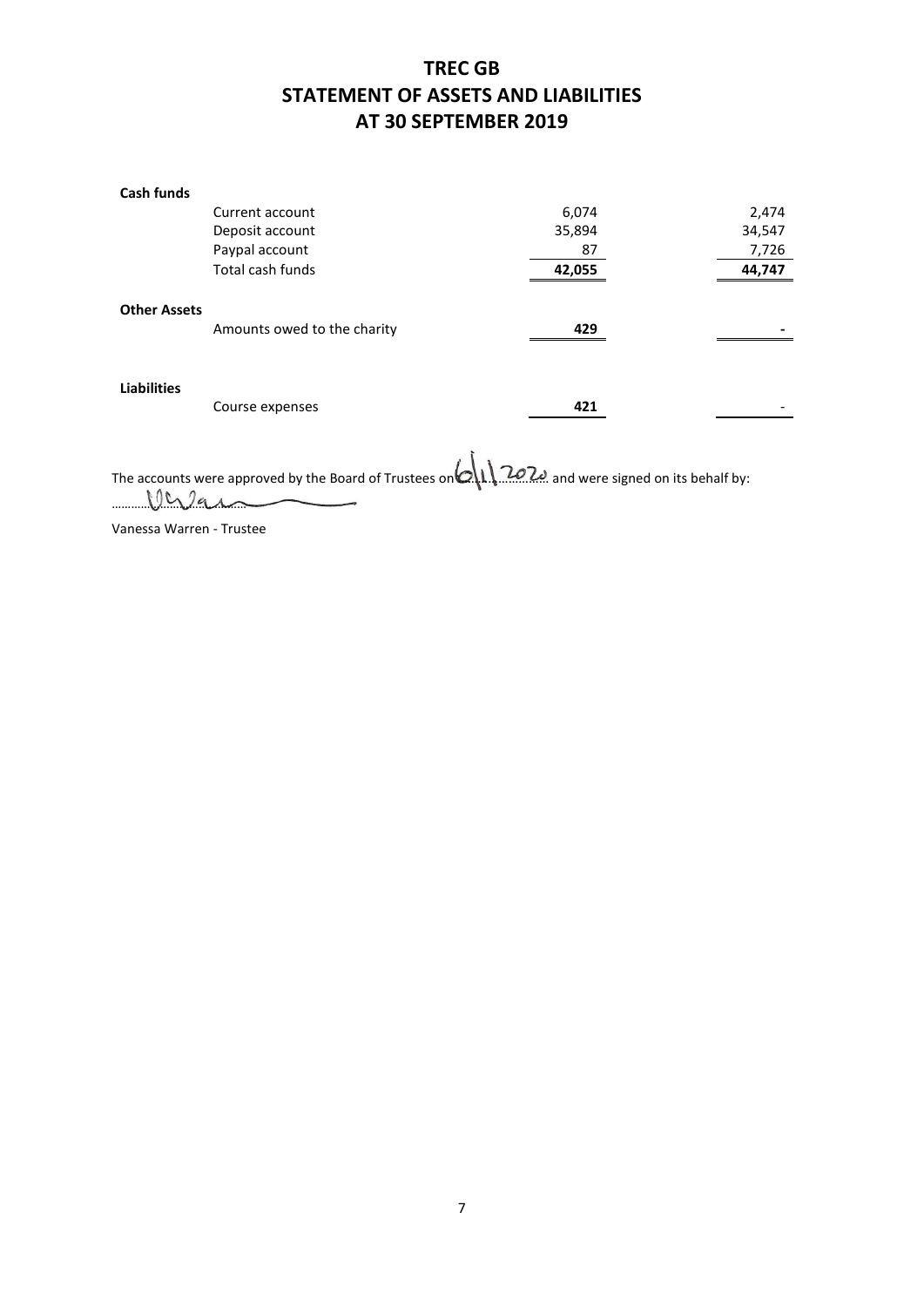# TREC GB
# STATEMENT OF ASSETS AND LIABILITIES
# AT 30 SEPTEMBER 2019

| | | | |
|---|---|---|---|
| **Cash funds** | | | |
| | Current account | 6,074 | 2,474 |
| | Deposit account | 35,894 | 34,547 |
| | Paypal account | 87 | 7,726 |
| | Total cash funds | **42,055** | **44,747** |
| **Other Assets** | | | |
| | Amounts owed to the charity | **429** | **-** |
| **Liabilities** | | | |
| | Course expenses | **421** | - |

The accounts were approved by the Board of Trustees on 6/1/2020 and were signed on its behalf by:

V Warren

Vanessa Warren - Trustee